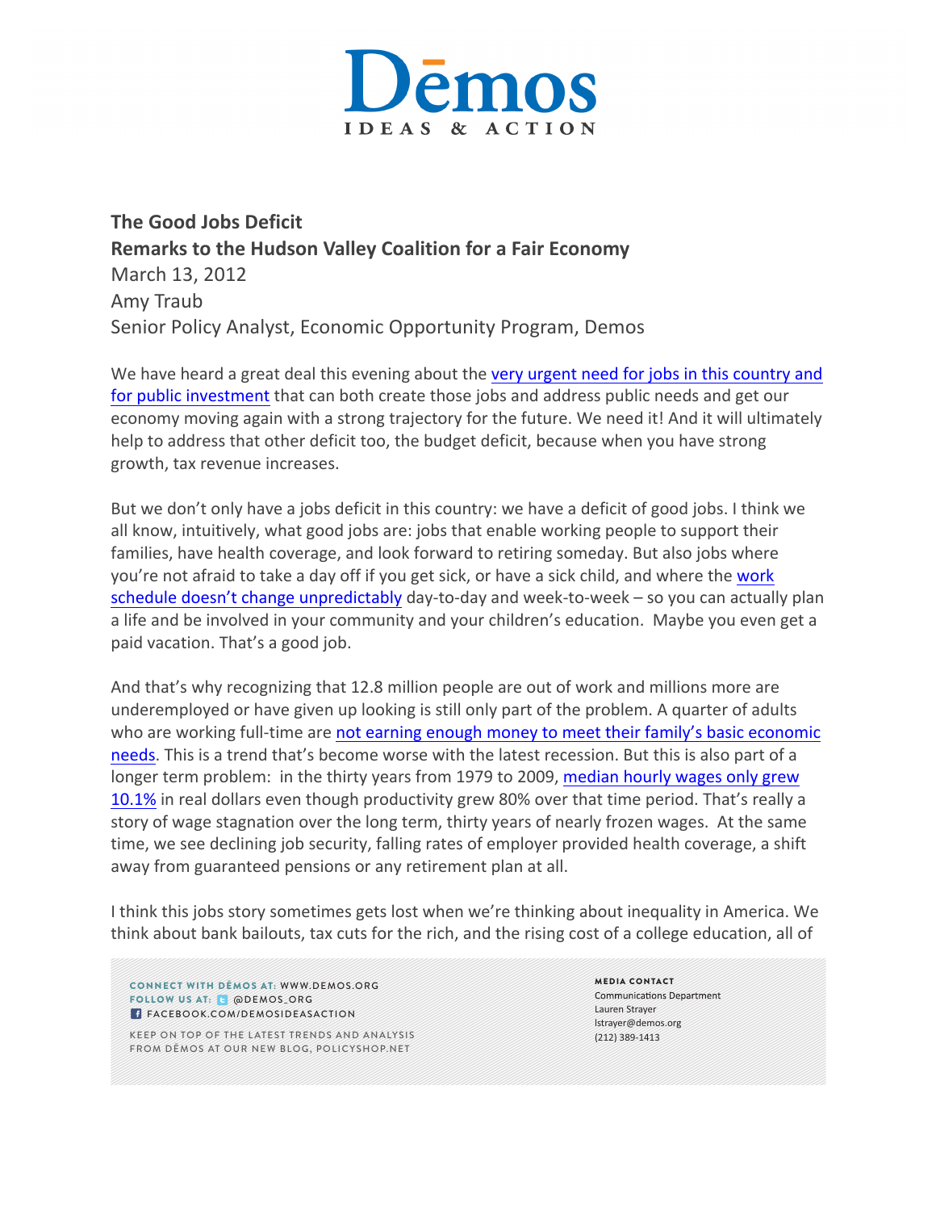**The Good Jobs Deficit**
**Remarks to the Hudson Valley Coalition for a Fair Economy**
March 13, 2012
Amy Traub
Senior Policy Analyst, Economic Opportunity Program, Demos

We have heard a great deal this evening about the very urgent need for jobs in this country and for public investment that can both create those jobs and address public needs and get our economy moving again with a strong trajectory for the future. We need it! And it will ultimately help to address that other deficit too, the budget deficit, because when you have strong growth, tax revenue increases.

But we don't only have a jobs deficit in this country: we have a deficit of good jobs. I think we all know, intuitively, what good jobs are: jobs that enable working people to support their families, have health coverage, and look forward to retiring someday. But also jobs where you're not afraid to take a day off if you get sick, or have a sick child, and where the work schedule doesn't change unpredictably day-to-day and week-to-week – so you can actually plan a life and be involved in your community and your children's education. Maybe you even get a paid vacation. That's a good job.

And that's why recognizing that 12.8 million people are out of work and millions more are underemployed or have given up looking is still only part of the problem. A quarter of adults who are working full-time are not earning enough money to meet their family's basic economic needs. This is a trend that's become worse with the latest recession. But this is also part of a longer term problem: in the thirty years from 1979 to 2009, median hourly wages only grew 10.1% in real dollars even though productivity grew 80% over that time period. That's really a story of wage stagnation over the long term, thirty years of nearly frozen wages. At the same time, we see declining job security, falling rates of employer provided health coverage, a shift away from guaranteed pensions or any retirement plan at all.

I think this jobs story sometimes gets lost when we're thinking about inequality in America. We think about bank bailouts, tax cuts for the rich, and the rising cost of a college education, all of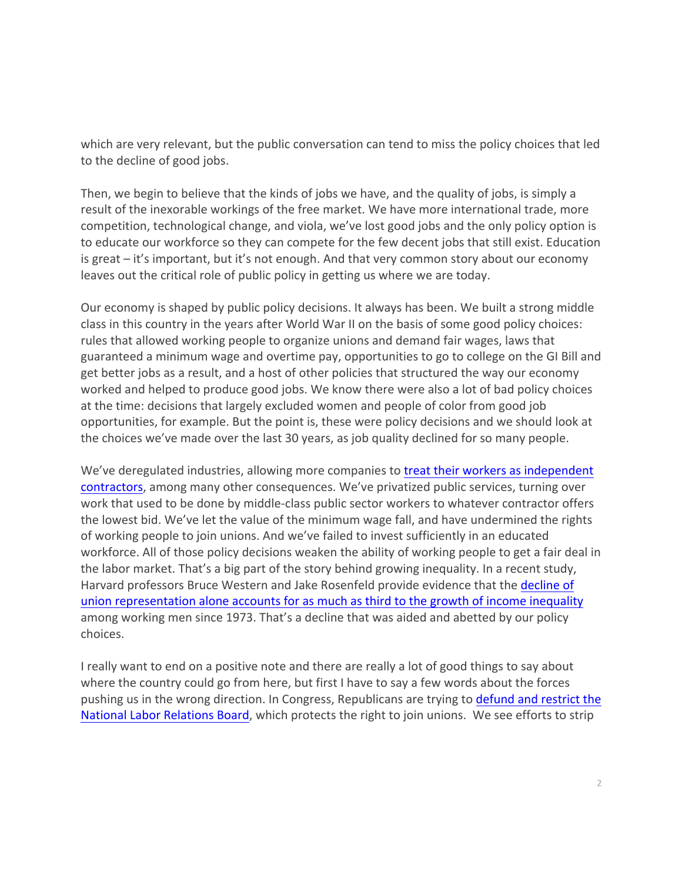which are very relevant, but the public conversation can tend to miss the policy choices that led to the decline of good jobs.

Then, we begin to believe that the kinds of jobs we have, and the quality of jobs, is simply a result of the inexorable workings of the free market. We have more international trade, more competition, technological change, and viola, we've lost good jobs and the only policy option is to educate our workforce so they can compete for the few decent jobs that still exist. Education is great – it's important, but it's not enough. And that very common story about our economy leaves out the critical role of public policy in getting us where we are today.

Our economy is shaped by public policy decisions. It always has been. We built a strong middle class in this country in the years after World War II on the basis of some good policy choices: rules that allowed working people to organize unions and demand fair wages, laws that guaranteed a minimum wage and overtime pay, opportunities to go to college on the GI Bill and get better jobs as a result, and a host of other policies that structured the way our economy worked and helped to produce good jobs. We know there were also a lot of bad policy choices at the time: decisions that largely excluded women and people of color from good job opportunities, for example. But the point is, these were policy decisions and we should look at the choices we've made over the last 30 years, as job quality declined for so many people.

We've deregulated industries, allowing more companies to treat their workers as independent contractors, among many other consequences. We've privatized public services, turning over work that used to be done by middle-class public sector workers to whatever contractor offers the lowest bid. We've let the value of the minimum wage fall, and have undermined the rights of working people to join unions. And we've failed to invest sufficiently in an educated workforce. All of those policy decisions weaken the ability of working people to get a fair deal in the labor market. That's a big part of the story behind growing inequality. In a recent study, Harvard professors Bruce Western and Jake Rosenfeld provide evidence that the decline of union representation alone accounts for as much as third to the growth of income inequality among working men since 1973. That's a decline that was aided and abetted by our policy choices.

I really want to end on a positive note and there are really a lot of good things to say about where the country could go from here, but first I have to say a few words about the forces pushing us in the wrong direction. In Congress, Republicans are trying to defund and restrict the National Labor Relations Board, which protects the right to join unions. We see efforts to strip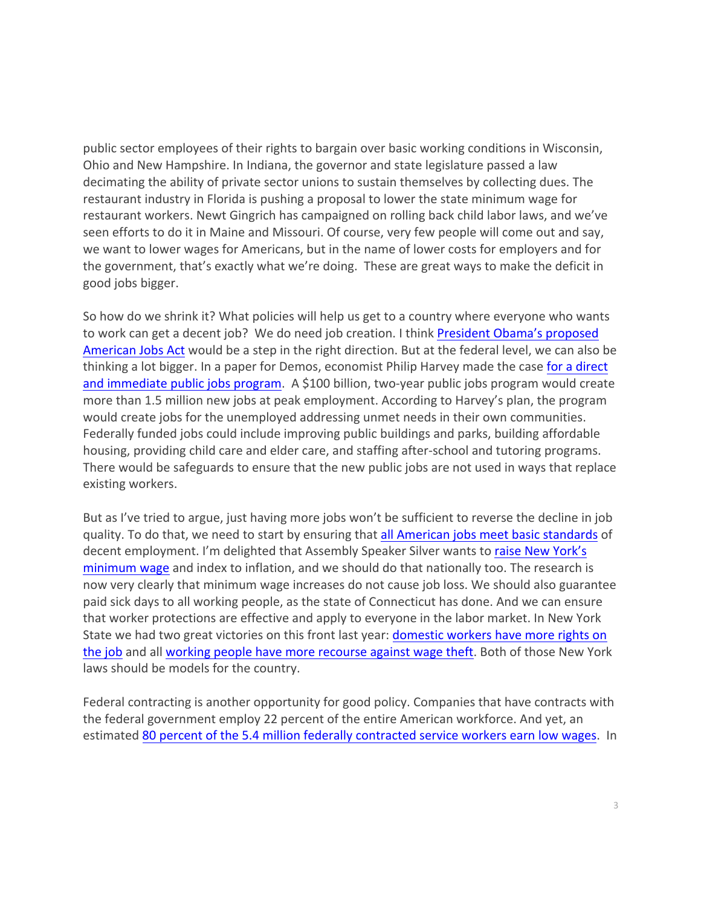public sector employees of their rights to bargain over basic working conditions in Wisconsin, Ohio and New Hampshire. In Indiana, the governor and state legislature passed a law decimating the ability of private sector unions to sustain themselves by collecting dues. The restaurant industry in Florida is pushing a proposal to lower the state minimum wage for restaurant workers. Newt Gingrich has campaigned on rolling back child labor laws, and we've seen efforts to do it in Maine and Missouri. Of course, very few people will come out and say, we want to lower wages for Americans, but in the name of lower costs for employers and for the government, that's exactly what we're doing. These are great ways to make the deficit in good jobs bigger.

So how do we shrink it? What policies will help us get to a country where everyone who wants to work can get a decent job? We do need job creation. I think President Obama's proposed American Jobs Act would be a step in the right direction. But at the federal level, we can also be thinking a lot bigger. In a paper for Demos, economist Philip Harvey made the case for a direct and immediate public jobs program. A $100 billion, two-year public jobs program would create more than 1.5 million new jobs at peak employment. According to Harvey's plan, the program would create jobs for the unemployed addressing unmet needs in their own communities. Federally funded jobs could include improving public buildings and parks, building affordable housing, providing child care and elder care, and staffing after-school and tutoring programs. There would be safeguards to ensure that the new public jobs are not used in ways that replace existing workers.

But as I've tried to argue, just having more jobs won't be sufficient to reverse the decline in job quality. To do that, we need to start by ensuring that all American jobs meet basic standards of decent employment. I'm delighted that Assembly Speaker Silver wants to raise New York's minimum wage and index to inflation, and we should do that nationally too. The research is now very clearly that minimum wage increases do not cause job loss. We should also guarantee paid sick days to all working people, as the state of Connecticut has done. And we can ensure that worker protections are effective and apply to everyone in the labor market. In New York State we had two great victories on this front last year: domestic workers have more rights on the job and all working people have more recourse against wage theft. Both of those New York laws should be models for the country.

Federal contracting is another opportunity for good policy. Companies that have contracts with the federal government employ 22 percent of the entire American workforce. And yet, an estimated 80 percent of the 5.4 million federally contracted service workers earn low wages. In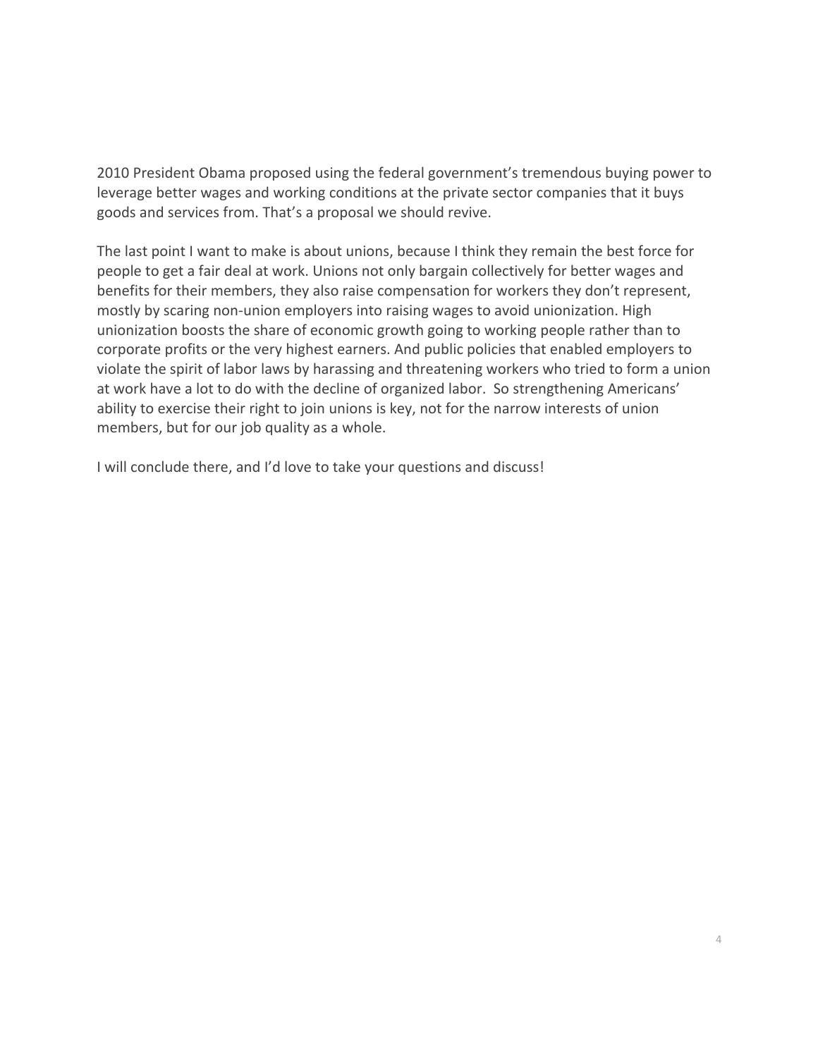2010 President Obama proposed using the federal government's tremendous buying power to leverage better wages and working conditions at the private sector companies that it buys goods and services from. That's a proposal we should revive.

The last point I want to make is about unions, because I think they remain the best force for people to get a fair deal at work. Unions not only bargain collectively for better wages and benefits for their members, they also raise compensation for workers they don't represent, mostly by scaring non-union employers into raising wages to avoid unionization. High unionization boosts the share of economic growth going to working people rather than to corporate profits or the very highest earners. And public policies that enabled employers to violate the spirit of labor laws by harassing and threatening workers who tried to form a union at work have a lot to do with the decline of organized labor. So strengthening Americans' ability to exercise their right to join unions is key, not for the narrow interests of union members, but for our job quality as a whole.

I will conclude there, and I'd love to take your questions and discuss!